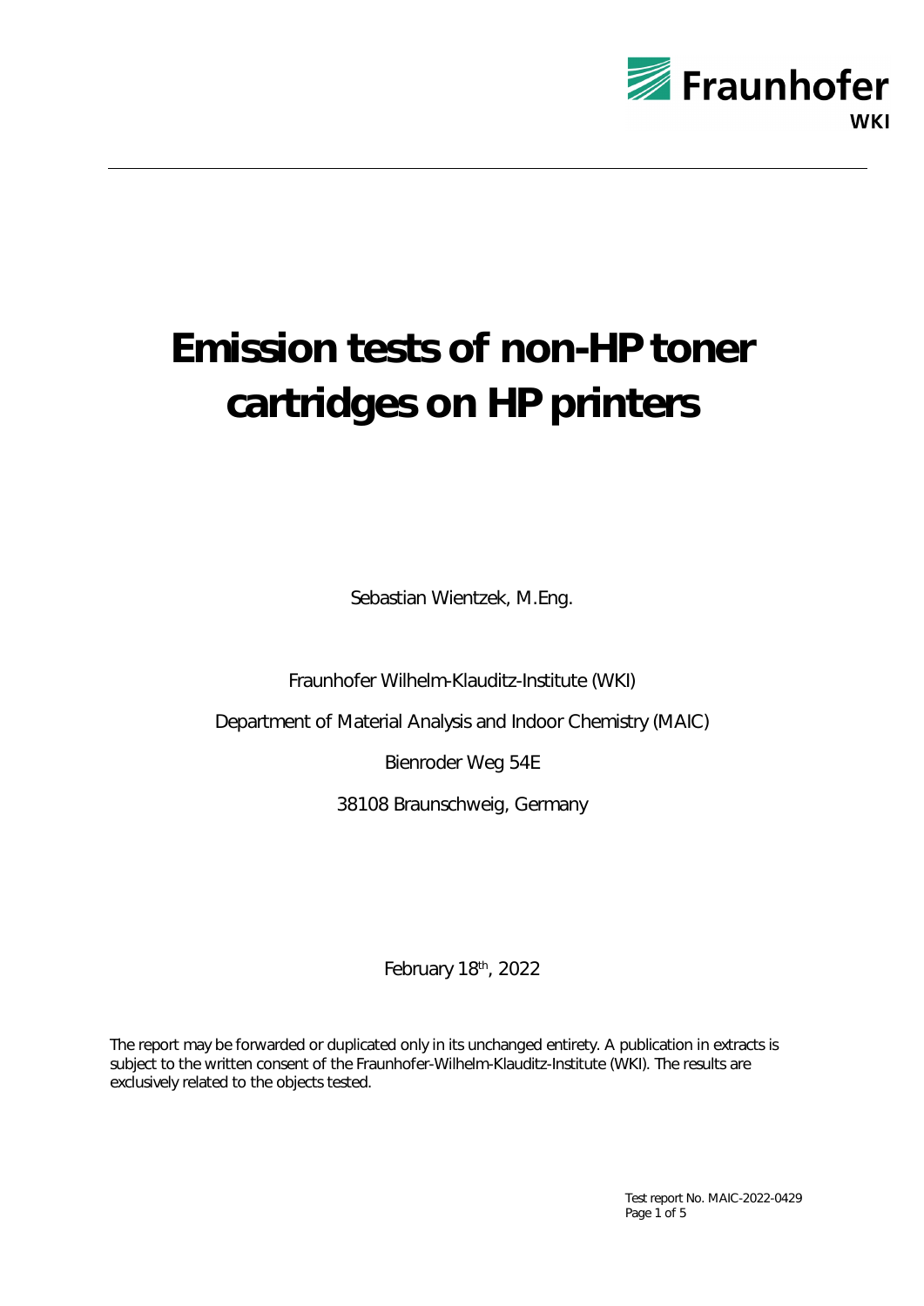Fraunhofer

WKI

# Emission tests of non-HP toner cartridges on HP printers

Sebastian Wientzek, M.Eng.

Fraunhofer Wilhelm-Klauditz-Institute (WKI)

Department of Material Analysis and Indoor Chemistry (MAIC)

Bienroder Weg 54E

38108 Braunschweig, Germany

February 18th, 2022

The report may be forwarded or duplicated only in its unchanged entirety. A publication in extracts is subject to the written consent of the Fraunhofer-Wilhelm-Klauditz-Institute (WKI). The results are exclusively related to the objects tested.

Test report No. MAIC-2022-0429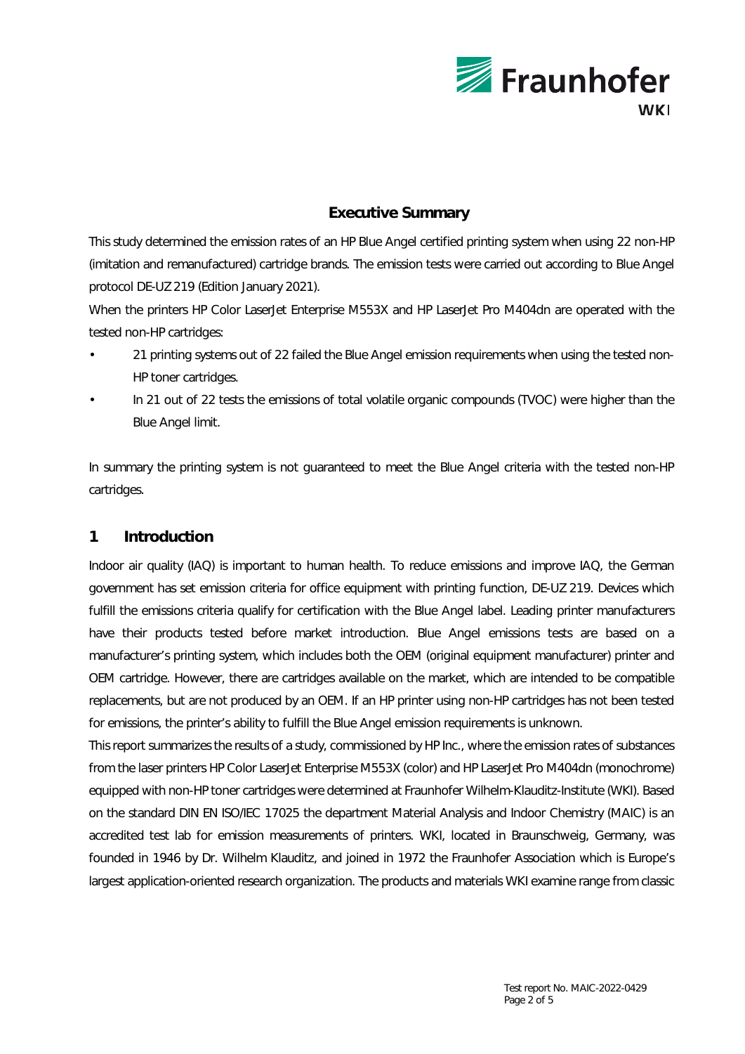## Executive Summary

This study determined the emission rates of an HP Blue Angel certified printing system when using 22 non-HP (imitation and remanufactured) cartridge brands. The emission tests were carried out according to Blue Angel protocol DE-UZ 219 (Edition January 2021).

When the printers HP Color LaserJet Enterprise M553X and HP LaserJet Pro M404dn are operated with the tested non-HP cartridges:

- 21 printing systems out of 22 failed the Blue Angel emission requirements when using the tested non-HP toner cartridges.
- In 21 out of 22 tests the emissions of total volatile organic compounds (TVOC) were higher than the Blue Angel limit.

In summary the printing system is not guaranteed to meet the Blue Angel criteria with the tested non-HP cartridges.

## 1 Introduction

Indoor air quality (IAQ) is important to human health. To reduce emissions and improve IAQ, the German government has set emission criteria for office equipment with printing function, DE-UZ 219. Devices which fulfill the emissions criteria qualify for certification with the Blue Angel label. Leading printer manufacturers have their products tested before market introduction. Blue Angel emissions tests are based on a manufacturer's printing system, which includes both the OEM (original equipment manufacturer) printer and OEM cartridge. However, there are cartridges available on the market, which are intended to be compatible replacements, but are not produced by an OEM. If an HP printer using non-HP cartridges has not been tested for emissions, the printer's ability to fulfill the Blue Angel emission requirements is unknown.

This report summarizes the results of a study, commissioned by HP Inc., where the emission rates of substances from the laser printers HP Color LaserJet Enterprise M553X (color) and HP LaserJet Pro M404dn (monochrome) equipped with non-HP toner cartridges were determined at Fraunhofer Wilhelm-Klauditz-Institute (WKI). Based on the standard DIN EN ISO/IEC 17025 the department Material Analysis and Indoor Chemistry (MAIC) is an accredited test lab for emission measurements of printers. WKI, located in Braunschweig, Germany, was founded in 1946 by Dr. Wilhelm Klauditz, and joined in 1972 the Fraunhofer Association which is Europe's largest application-oriented research organization. The products and materials WKI examine range from classic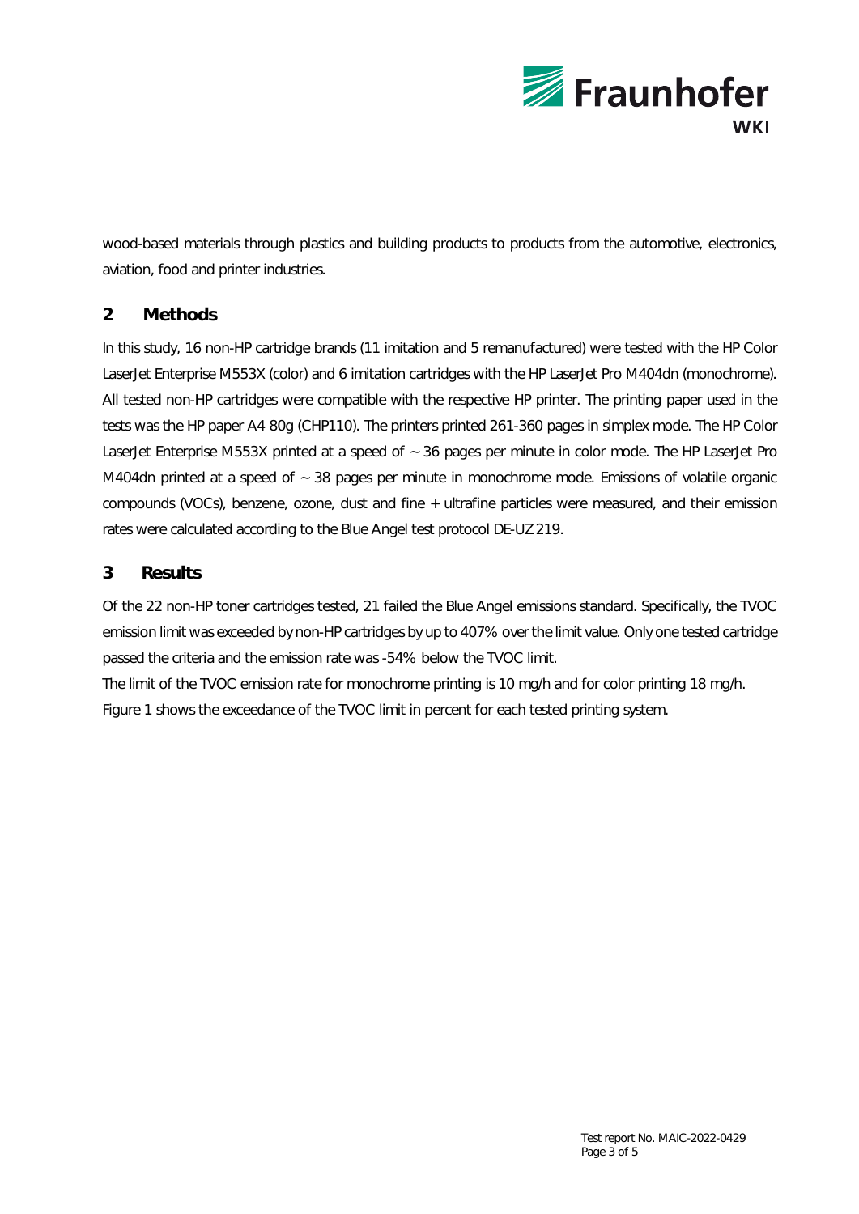wood-based materials through plastics and building products to products from the automotive, electronics, aviation, food and printer industries.

## 2 Methods

In this study, 16 non-HP cartridge brands (11 imitation and 5 remanufactured) were tested with the HP Color LaserJet Enterprise M553X (color) and 6 imitation cartridges with the HP LaserJet Pro M404dn (monochrome). All tested non-HP cartridges were compatible with the respective HP printer. The printing paper used in the tests was the HP paper A4 80g (CHP110). The printers printed 261-360 pages in simplex mode. The HP Color LaserJet Enterprise M553X printed at a speed of ~ 36 pages per minute in color mode. The HP LaserJet Pro M404dn printed at a speed of ~ 38 pages per minute in monochrome mode. Emissions of volatile organic compounds (VOCs), benzene, ozone, dust and fine + ultrafine particles were measured, and their emission rates were calculated according to the Blue Angel test protocol DE-UZ 219.

## 3 Results

Of the 22 non-HP toner cartridges tested, 21 failed the Blue Angel emissions standard. Specifically, the TVOC emission limit was exceeded by non-HP cartridges by up to 407% over the limit value. Only one tested cartridge passed the criteria and the emission rate was -54% below the TVOC limit.

The limit of the TVOC emission rate for monochrome printing is 10 mg/h and for color printing 18 mg/h.

Figure 1 shows the exceedance of the TVOC limit in percent for each tested printing system.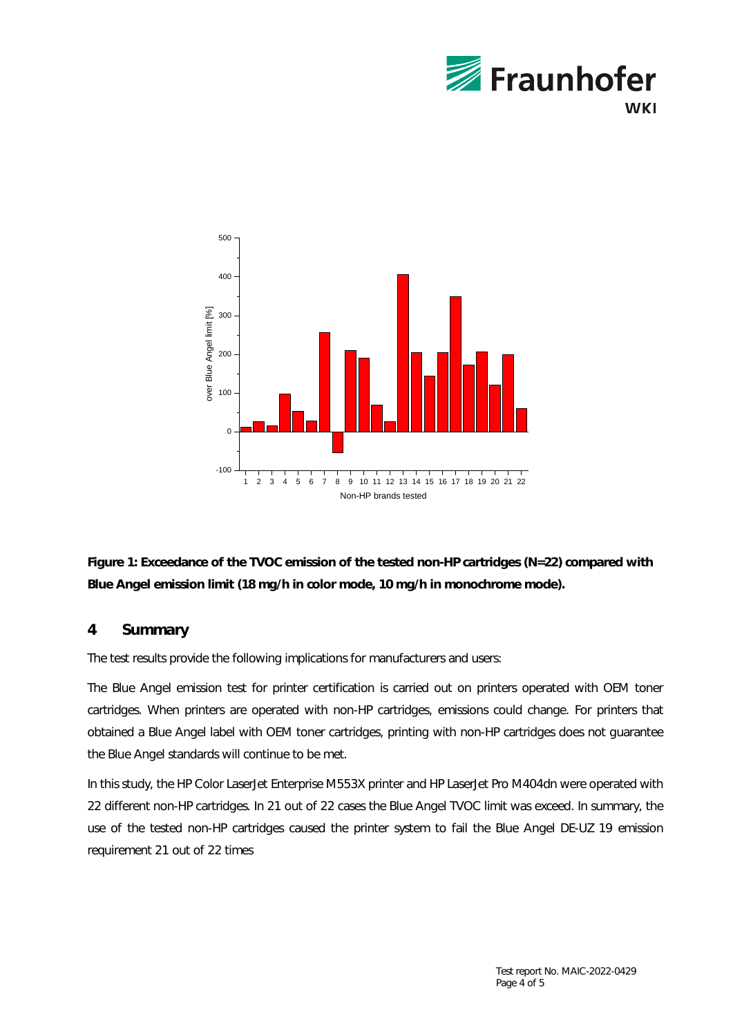**Figure 1: Exceedance of the TVOC emission of the tested non-HP cartridges (N=22) compared with Blue Angel emission limit (18 mg/h in color mode, 10 mg/h in monochrome mode).**

## 4 Summary

The test results provide the following implications for manufacturers and users:

The Blue Angel emission test for printer certification is carried out on printers operated with OEM toner cartridges. When printers are operated with non-HP cartridges, emissions could change. For printers that obtained a Blue Angel label with OEM toner cartridges, printing with non-HP cartridges does not guarantee the Blue Angel standards will continue to be met.

In this study, the HP Color LaserJet Enterprise M553X printer and HP LaserJet Pro M404dn were operated with 22 different non-HP cartridges. In 21 out of 22 cases the Blue Angel TVOC limit was exceed. In summary, the use of the tested non-HP cartridges caused the printer system to fail the Blue Angel DE-UZ 19 emission requirement 21 out of 22 times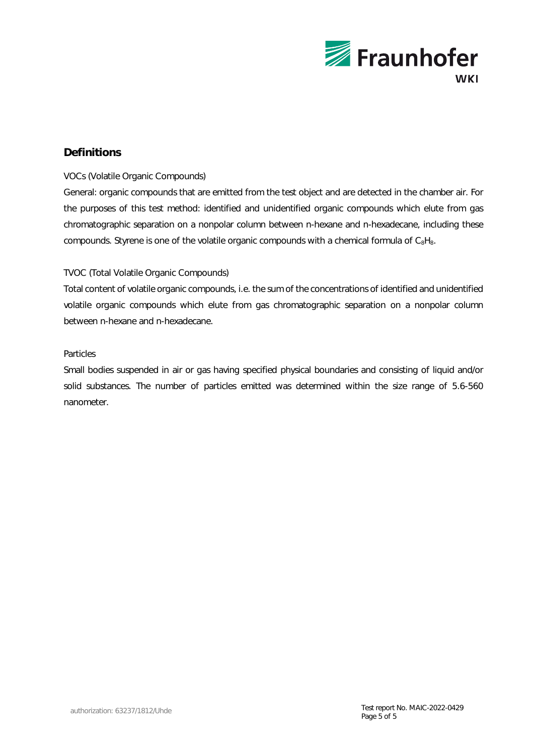## Definitions

VOCs (Volatile Organic Compounds)

General: organic compounds that are emitted from the test object and are detected in the chamber air. For the purposes of this test method: identified and unidentified organic compounds which elute from gas chromatographic separation on a nonpolar column between n-hexane and n-hexadecane, including these compounds. Styrene is one of the volatile organic compounds with a chemical formula of $C_8H_8$.

TVOC (Total Volatile Organic Compounds)

Total content of volatile organic compounds, i.e. the sum of the concentrations of identified and unidentified volatile organic compounds which elute from gas chromatographic separation on a nonpolar column between n-hexane and n-hexadecane.

Particles

Small bodies suspended in air or gas having specified physical boundaries and consisting of liquid and/or solid substances. The number of particles emitted was determined within the size range of 5.6-560 nanometer.

authorization: 63237/1812/Uhde

Test report No. MAIC-2022-0429